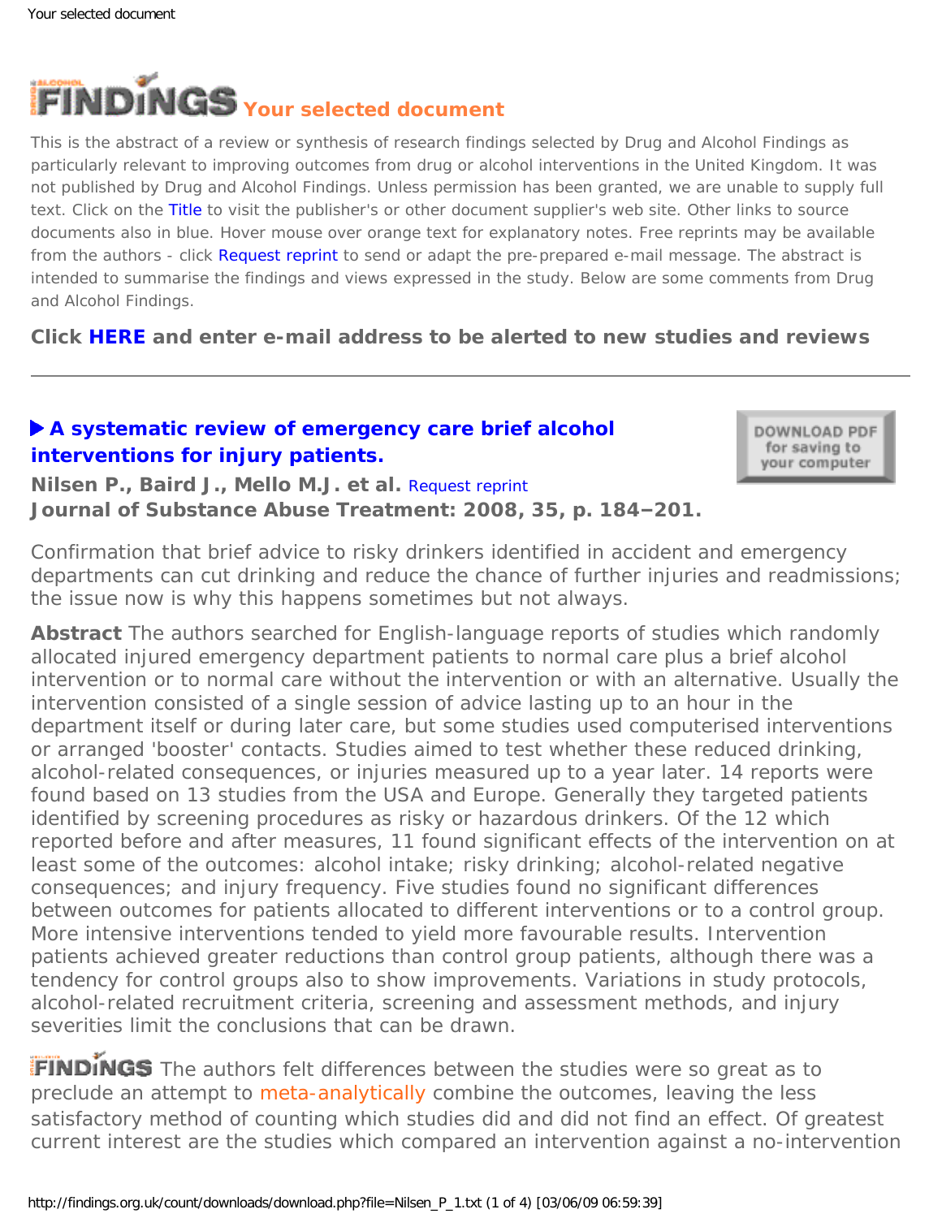# Your selected document

This is the abstract of a review or synthesis of research findings selected by Drug and Alcohol Findings as particularly relevant to improving outcomes from drug or alcohol interventions in the United Kingdom. It was not published by Drug and Alcohol Findings. Unless permission has been granted, we are unable to supply full text. Click on the Title to visit the publisher's or other document supplier's web site. Other links to source documents also in blue. Hover mouse over orange text for explanatory notes. Free reprints may be available from the authors - click Request reprint to send or adapt the pre-prepared e-mail message. The abstract is intended to summarise the findings and views expressed in the study. Below are some comments from Drug and Alcohol Findings.

**Click HERE and enter e-mail address to be alerted to new studies and reviews**

---

## ▶ A systematic review of emergency care brief alcohol interventions for injury patients.

**Nilsen P., Baird J., Mello M.J. et al.** Request reprint

**Journal of Substance Abuse Treatment: 2008, 35, p. 184–201.**

DOWNLOAD PDF for saving to your computer

Confirmation that brief advice to risky drinkers identified in accident and emergency departments can cut drinking and reduce the chance of further injuries and readmissions; the issue now is why this happens sometimes but not always.

**Abstract** The authors searched for English-language reports of studies which randomly allocated injured emergency department patients to normal care plus a brief alcohol intervention or to normal care without the intervention or with an alternative. Usually the intervention consisted of a single session of advice lasting up to an hour in the department itself or during later care, but some studies used computerised interventions or arranged 'booster' contacts. Studies aimed to test whether these reduced drinking, alcohol-related consequences, or injuries measured up to a year later. 14 reports were found based on 13 studies from the USA and Europe. Generally they targeted patients identified by screening procedures as risky or hazardous drinkers. Of the 12 which reported before and after measures, 11 found significant effects of the intervention on at least some of the outcomes: alcohol intake; risky drinking; alcohol-related negative consequences; and injury frequency. Five studies found no significant differences between outcomes for patients allocated to different interventions or to a control group. More intensive interventions tended to yield more favourable results. Intervention patients achieved greater reductions than control group patients, although there was a tendency for control groups also to show improvements. Variations in study protocols, alcohol-related recruitment criteria, screening and assessment methods, and injury severities limit the conclusions that can be drawn.

**FINDINGS** The authors felt differences between the studies were so great as to preclude an attempt to meta-analytically combine the outcomes, leaving the less satisfactory method of counting which studies did and did not find an effect. Of greatest current interest are the studies which compared an intervention against a no-intervention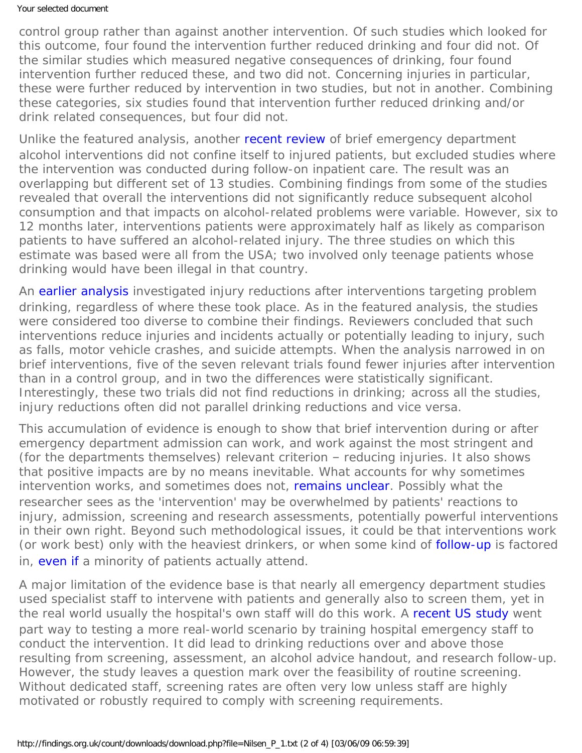control group rather than against another intervention. Of such studies which looked for this outcome, four found the intervention further reduced drinking and four did not. Of the similar studies which measured negative consequences of drinking, four found intervention further reduced these, and two did not. Concerning injuries in particular, these were further reduced by intervention in two studies, but not in another. Combining these categories, six studies found that intervention further reduced drinking and/or drink related consequences, but four did not.

Unlike the featured analysis, another recent review of brief emergency department alcohol interventions did not confine itself to injured patients, but excluded studies where the intervention was conducted during follow-on inpatient care. The result was an overlapping but different set of 13 studies. Combining findings from some of the studies revealed that overall the interventions did not significantly reduce subsequent alcohol consumption and that impacts on alcohol-related problems were variable. However, six to 12 months later, interventions patients were approximately half as likely as comparison patients to have suffered an alcohol-related injury. The three studies on which this estimate was based were all from the USA; two involved only teenage patients whose drinking would have been illegal in that country.

An earlier analysis investigated injury reductions after interventions targeting problem drinking, regardless of where these took place. As in the featured analysis, the studies were considered too diverse to combine their findings. Reviewers concluded that such interventions reduce injuries and incidents actually or potentially leading to injury, such as falls, motor vehicle crashes, and suicide attempts. When the analysis narrowed in on brief interventions, five of the seven relevant trials found fewer injuries after intervention than in a control group, and in two the differences were statistically significant. Interestingly, these two trials did not find reductions in drinking; across all the studies, injury reductions often did not parallel drinking reductions and vice versa.

This accumulation of evidence is enough to show that brief intervention during or after emergency department admission can work, and work against the most stringent and (for the departments themselves) relevant criterion – reducing injuries. It also shows that positive impacts are by no means inevitable. What accounts for why sometimes intervention works, and sometimes does not, remains unclear. Possibly what the researcher sees as the 'intervention' may be overwhelmed by patients' reactions to injury, admission, screening and research assessments, potentially powerful interventions in their own right. Beyond such methodological issues, it could be that interventions work (or work best) only with the heaviest drinkers, or when some kind of follow-up is factored in, even if a minority of patients actually attend.

A major limitation of the evidence base is that nearly all emergency department studies used specialist staff to intervene with patients and generally also to screen them, yet in the real world usually the hospital's own staff will do this work. A recent US study went part way to testing a more real-world scenario by training hospital emergency staff to conduct the intervention. It did lead to drinking reductions over and above those resulting from screening, assessment, an alcohol advice handout, and research follow-up. However, the study leaves a question mark over the feasibility of routine screening. Without dedicated staff, screening rates are often very low unless staff are highly motivated or robustly required to comply with screening requirements.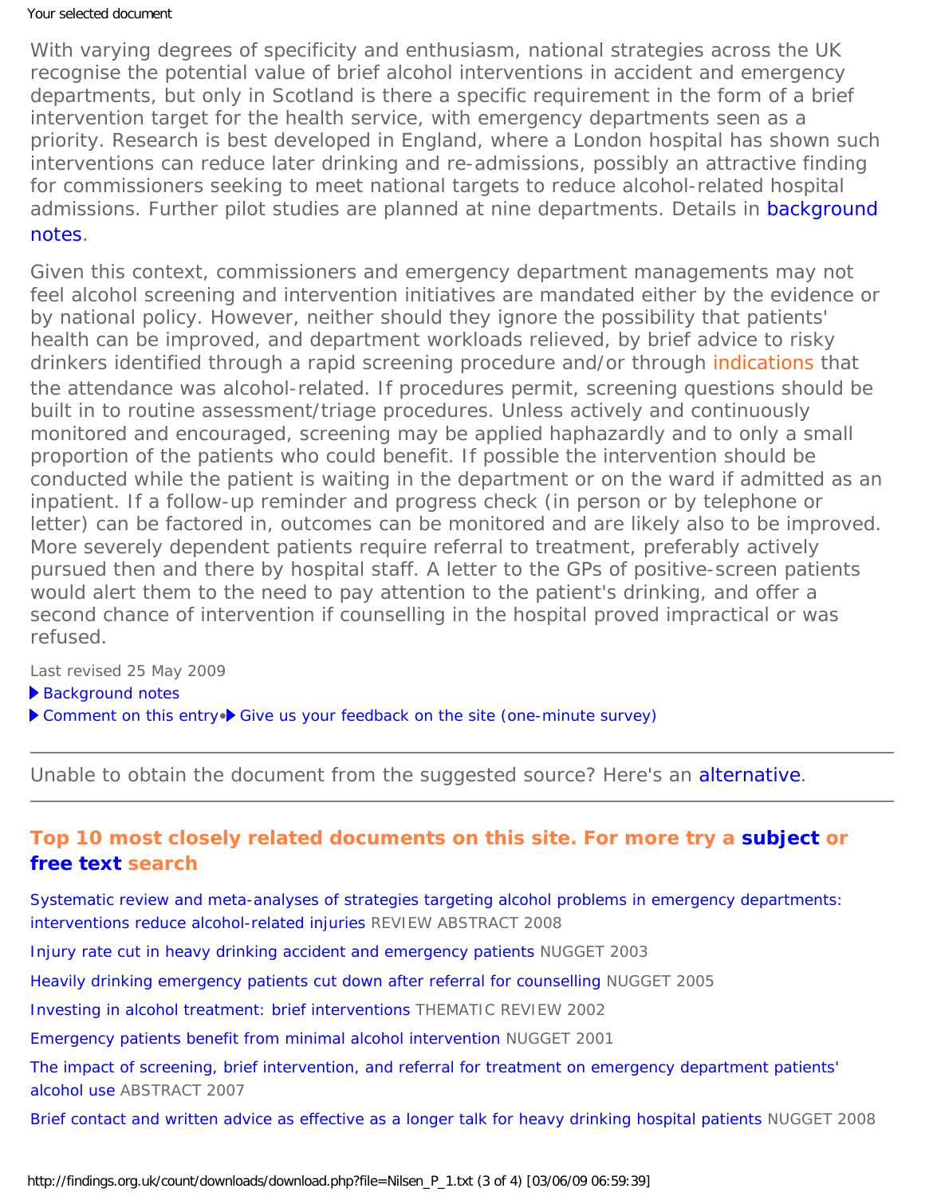With varying degrees of specificity and enthusiasm, national strategies across the UK recognise the potential value of brief alcohol interventions in accident and emergency departments, but only in Scotland is there a specific requirement in the form of a brief intervention target for the health service, with emergency departments seen as a priority. Research is best developed in England, where a London hospital has shown such interventions can reduce later drinking and re-admissions, possibly an attractive finding for commissioners seeking to meet national targets to reduce alcohol-related hospital admissions. Further pilot studies are planned at nine departments. Details in background notes.

Given this context, commissioners and emergency department managements may not feel alcohol screening and intervention initiatives are mandated either by the evidence or by national policy. However, neither should they ignore the possibility that patients' health can be improved, and department workloads relieved, by brief advice to risky drinkers identified through a rapid screening procedure and/or through indications that the attendance was alcohol-related. If procedures permit, screening questions should be built in to routine assessment/triage procedures. Unless actively and continuously monitored and encouraged, screening may be applied haphazardly and to only a small proportion of the patients who could benefit. If possible the intervention should be conducted while the patient is waiting in the department or on the ward if admitted as an inpatient. If a follow-up reminder and progress check (in person or by telephone or letter) can be factored in, outcomes can be monitored and are likely also to be improved. More severely dependent patients require referral to treatment, preferably actively pursued then and there by hospital staff. A letter to the GPs of positive-screen patients would alert them to the need to pay attention to the patient's drinking, and offer a second chance of intervention if counselling in the hospital proved impractical or was refused.

Last revised 25 May 2009

- Background notes
- Comment on this entry • Give us your feedback on the site (one-minute survey)

---

Unable to obtain the document from the suggested source? Here's an alternative.

---

### Top 10 most closely related documents on this site. For more try a subject or free text search

Systematic review and meta-analyses of strategies targeting alcohol problems in emergency departments: interventions reduce alcohol-related injuries REVIEW ABSTRACT 2008

Injury rate cut in heavy drinking accident and emergency patients NUGGET 2003

Heavily drinking emergency patients cut down after referral for counselling NUGGET 2005

Investing in alcohol treatment: brief interventions THEMATIC REVIEW 2002

Emergency patients benefit from minimal alcohol intervention NUGGET 2001

The impact of screening, brief intervention, and referral for treatment on emergency department patients' alcohol use ABSTRACT 2007

Brief contact and written advice as effective as a longer talk for heavy drinking hospital patients NUGGET 2008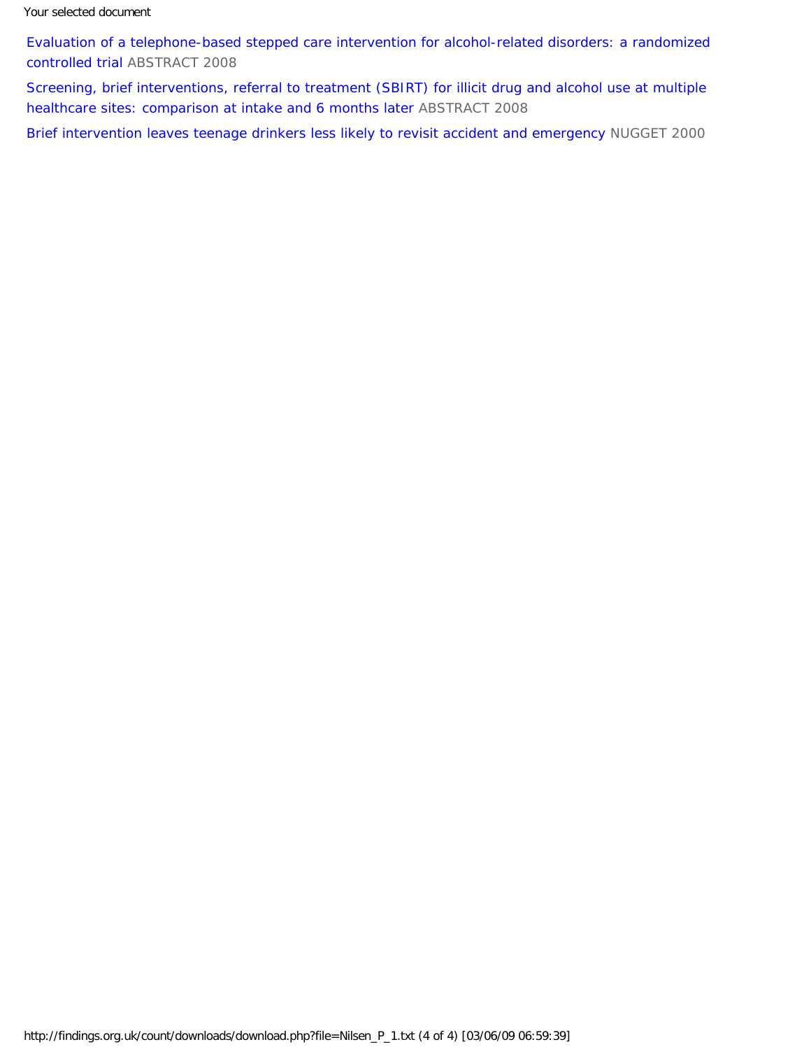Evaluation of a telephone-based stepped care intervention for alcohol-related disorders: a randomized controlled trial ABSTRACT 2008

Screening, brief interventions, referral to treatment (SBIRT) for illicit drug and alcohol use at multiple healthcare sites: comparison at intake and 6 months later ABSTRACT 2008

Brief intervention leaves teenage drinkers less likely to revisit accident and emergency NUGGET 2000